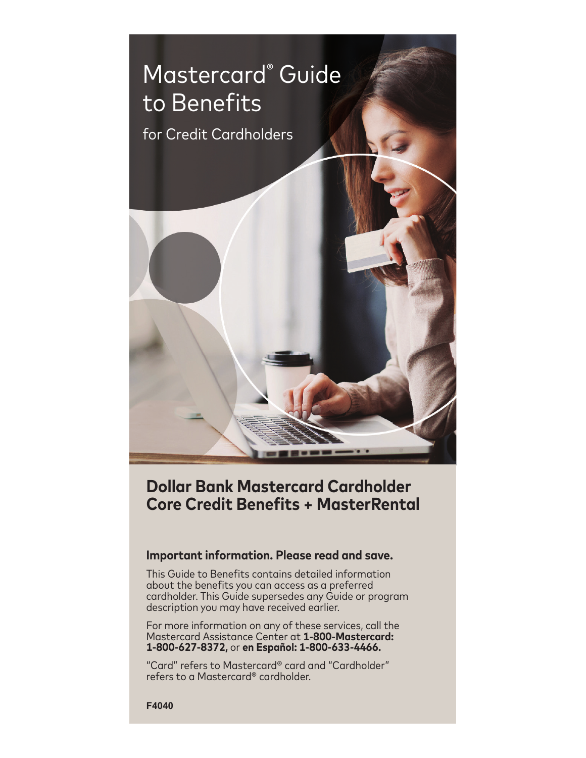# Mastercard® Guide to Benefits

for Credit Cardholders

## Dollar Bank Mastercard Cardholder Core Credit Benefits + MasterRental

### Important information. Please read and save.

This Guide to Benefits contains detailed information about the benefits you can access as a preferred cardholder. This Guide supersedes any Guide or program description you may have received earlier.

For more information on any of these services, call the Mastercard Assistance Center at **1-800-Mastercard: 1-800-627-8372,** or **en Español: 1-800-633-4466.**

"Card" refers to Mastercard® card and "Cardholder" refers to a Mastercard® cardholder.

**F4040**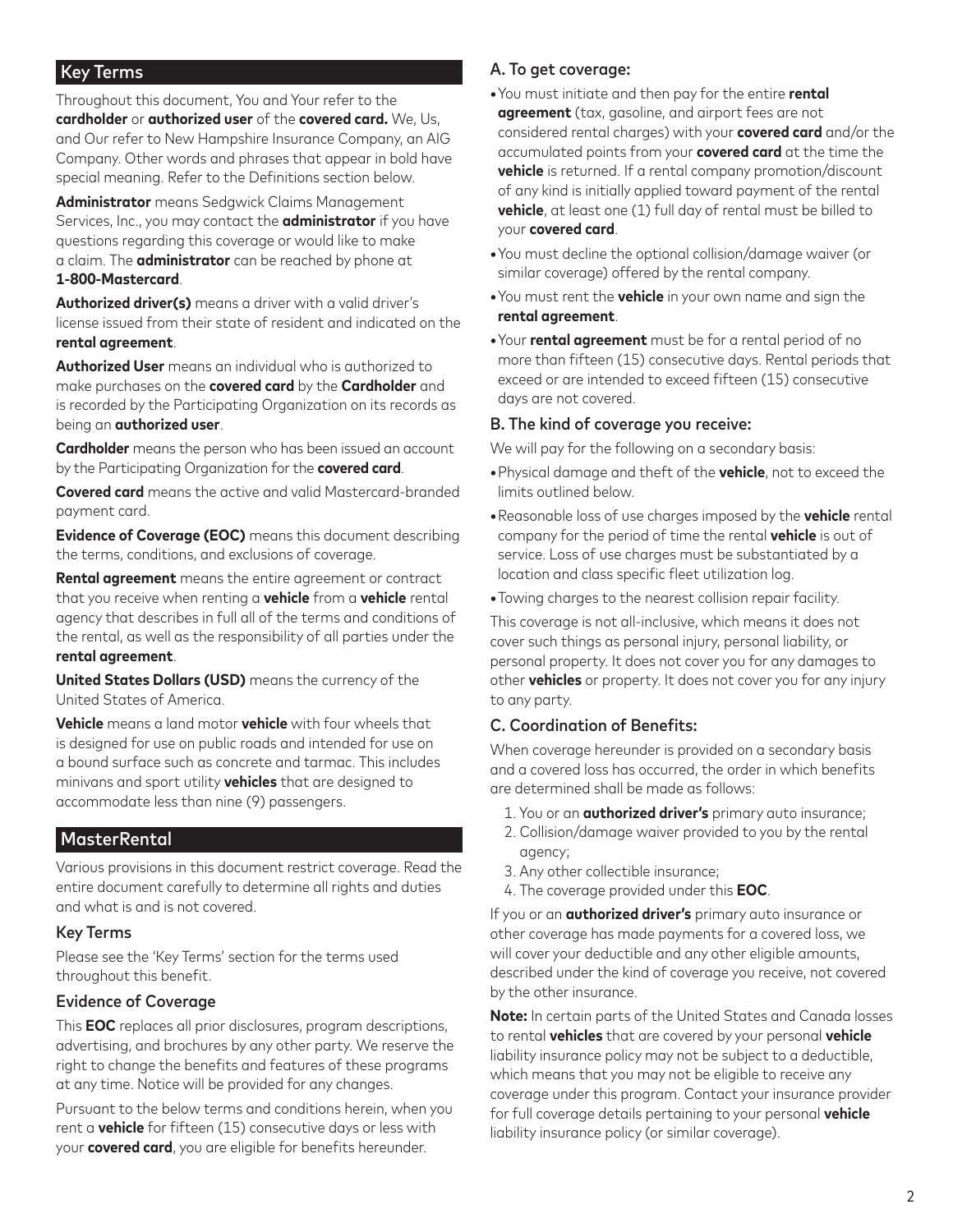## Key Terms

Throughout this document, You and Your refer to the **cardholder** or **authorized user** of the **covered card.** We, Us, and Our refer to New Hampshire Insurance Company, an AIG Company. Other words and phrases that appear in bold have special meaning. Refer to the Definitions section below.

**Administrator** means Sedgwick Claims Management Services, Inc., you may contact the **administrator** if you have questions regarding this coverage or would like to make a claim. The **administrator** can be reached by phone at **1-800-Mastercard**.

**Authorized driver(s)** means a driver with a valid driver's license issued from their state of resident and indicated on the **rental agreement**.

**Authorized User** means an individual who is authorized to make purchases on the **covered card** by the **Cardholder** and is recorded by the Participating Organization on its records as being an **authorized user**.

**Cardholder** means the person who has been issued an account by the Participating Organization for the **covered card**.

**Covered card** means the active and valid Mastercard-branded payment card.

**Evidence of Coverage (EOC)** means this document describing the terms, conditions, and exclusions of coverage.

**Rental agreement** means the entire agreement or contract that you receive when renting a **vehicle** from a **vehicle** rental agency that describes in full all of the terms and conditions of the rental, as well as the responsibility of all parties under the **rental agreement**.

**United States Dollars (USD)** means the currency of the United States of America.

**Vehicle** means a land motor **vehicle** with four wheels that is designed for use on public roads and intended for use on a bound surface such as concrete and tarmac. This includes minivans and sport utility **vehicles** that are designed to accommodate less than nine (9) passengers.

## MasterRental

Various provisions in this document restrict coverage. Read the entire document carefully to determine all rights and duties and what is and is not covered.

### Key Terms

Please see the 'Key Terms' section for the terms used throughout this benefit.

### Evidence of Coverage

This **EOC** replaces all prior disclosures, program descriptions, advertising, and brochures by any other party. We reserve the right to change the benefits and features of these programs at any time. Notice will be provided for any changes.

Pursuant to the below terms and conditions herein, when you rent a **vehicle** for fifteen (15) consecutive days or less with your **covered card**, you are eligible for benefits hereunder.

### A. To get coverage:

- You must initiate and then pay for the entire **rental agreement** (tax, gasoline, and airport fees are not considered rental charges) with your **covered card** and/or the accumulated points from your **covered card** at the time the **vehicle** is returned. If a rental company promotion/discount of any kind is initially applied toward payment of the rental **vehicle**, at least one (1) full day of rental must be billed to your **covered card**.
- You must decline the optional collision/damage waiver (or similar coverage) offered by the rental company.
- You must rent the **vehicle** in your own name and sign the **rental agreement**.
- Your **rental agreement** must be for a rental period of no more than fifteen (15) consecutive days. Rental periods that exceed or are intended to exceed fifteen (15) consecutive days are not covered.

### B. The kind of coverage you receive:

We will pay for the following on a secondary basis:

- Physical damage and theft of the **vehicle**, not to exceed the limits outlined below.
- Reasonable loss of use charges imposed by the **vehicle** rental company for the period of time the rental **vehicle** is out of service. Loss of use charges must be substantiated by a location and class specific fleet utilization log.
- Towing charges to the nearest collision repair facility.

This coverage is not all-inclusive, which means it does not cover such things as personal injury, personal liability, or personal property. It does not cover you for any damages to other **vehicles** or property. It does not cover you for any injury to any party.

### C. Coordination of Benefits:

When coverage hereunder is provided on a secondary basis and a covered loss has occurred, the order in which benefits are determined shall be made as follows:

1. You or an **authorized driver's** primary auto insurance;
2. Collision/damage waiver provided to you by the rental agency;
3. Any other collectible insurance;
4. The coverage provided under this **EOC**.

If you or an **authorized driver's** primary auto insurance or other coverage has made payments for a covered loss, we will cover your deductible and any other eligible amounts, described under the kind of coverage you receive, not covered by the other insurance.

**Note:** In certain parts of the United States and Canada losses to rental **vehicles** that are covered by your personal **vehicle** liability insurance policy may not be subject to a deductible, which means that you may not be eligible to receive any coverage under this program. Contact your insurance provider for full coverage details pertaining to your personal **vehicle** liability insurance policy (or similar coverage).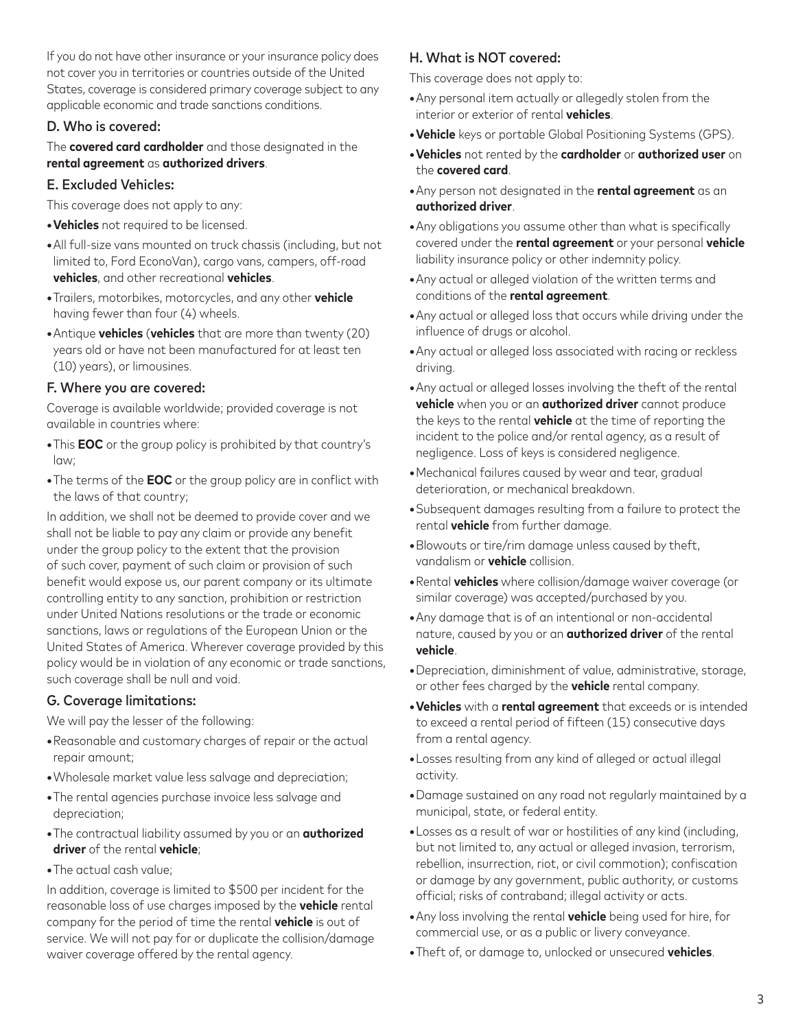If you do not have other insurance or your insurance policy does not cover you in territories or countries outside of the United States, coverage is considered primary coverage subject to any applicable economic and trade sanctions conditions.

### D. Who is covered:

The **covered card cardholder** and those designated in the **rental agreement** as **authorized drivers**.

### E. Excluded Vehicles:

This coverage does not apply to any:

- **Vehicles** not required to be licensed.
- All full-size vans mounted on truck chassis (including, but not limited to, Ford EconoVan), cargo vans, campers, off-road **vehicles**, and other recreational **vehicles**.
- Trailers, motorbikes, motorcycles, and any other **vehicle** having fewer than four (4) wheels.
- Antique **vehicles** (**vehicles** that are more than twenty (20) years old or have not been manufactured for at least ten (10) years), or limousines.

### F. Where you are covered:

Coverage is available worldwide; provided coverage is not available in countries where:

- This **EOC** or the group policy is prohibited by that country's law;
- The terms of the **EOC** or the group policy are in conflict with the laws of that country;

In addition, we shall not be deemed to provide cover and we shall not be liable to pay any claim or provide any benefit under the group policy to the extent that the provision of such cover, payment of such claim or provision of such benefit would expose us, our parent company or its ultimate controlling entity to any sanction, prohibition or restriction under United Nations resolutions or the trade or economic sanctions, laws or regulations of the European Union or the United States of America. Wherever coverage provided by this policy would be in violation of any economic or trade sanctions, such coverage shall be null and void.

### G. Coverage limitations:

We will pay the lesser of the following:

- Reasonable and customary charges of repair or the actual repair amount;
- Wholesale market value less salvage and depreciation;
- The rental agencies purchase invoice less salvage and depreciation;
- The contractual liability assumed by you or an **authorized driver** of the rental **vehicle**;
- The actual cash value;

In addition, coverage is limited to $500 per incident for the reasonable loss of use charges imposed by the **vehicle** rental company for the period of time the rental **vehicle** is out of service. We will not pay for or duplicate the collision/damage waiver coverage offered by the rental agency.

### H. What is NOT covered:

This coverage does not apply to:

- Any personal item actually or allegedly stolen from the interior or exterior of rental **vehicles**.
- **Vehicle** keys or portable Global Positioning Systems (GPS).
- **Vehicles** not rented by the **cardholder** or **authorized user** on the **covered card**.
- Any person not designated in the **rental agreement** as an **authorized driver**.
- Any obligations you assume other than what is specifically covered under the **rental agreement** or your personal **vehicle** liability insurance policy or other indemnity policy.
- Any actual or alleged violation of the written terms and conditions of the **rental agreement**.
- Any actual or alleged loss that occurs while driving under the influence of drugs or alcohol.
- Any actual or alleged loss associated with racing or reckless driving.
- Any actual or alleged losses involving the theft of the rental **vehicle** when you or an **authorized driver** cannot produce the keys to the rental **vehicle** at the time of reporting the incident to the police and/or rental agency, as a result of negligence. Loss of keys is considered negligence.
- Mechanical failures caused by wear and tear, gradual deterioration, or mechanical breakdown.
- Subsequent damages resulting from a failure to protect the rental **vehicle** from further damage.
- Blowouts or tire/rim damage unless caused by theft, vandalism or **vehicle** collision.
- Rental **vehicles** where collision/damage waiver coverage (or similar coverage) was accepted/purchased by you.
- Any damage that is of an intentional or non-accidental nature, caused by you or an **authorized driver** of the rental **vehicle**.
- Depreciation, diminishment of value, administrative, storage, or other fees charged by the **vehicle** rental company.
- **Vehicles** with a **rental agreement** that exceeds or is intended to exceed a rental period of fifteen (15) consecutive days from a rental agency.
- Losses resulting from any kind of alleged or actual illegal activity.
- Damage sustained on any road not regularly maintained by a municipal, state, or federal entity.
- Losses as a result of war or hostilities of any kind (including, but not limited to, any actual or alleged invasion, terrorism, rebellion, insurrection, riot, or civil commotion); confiscation or damage by any government, public authority, or customs official; risks of contraband; illegal activity or acts.
- Any loss involving the rental **vehicle** being used for hire, for commercial use, or as a public or livery conveyance.
- Theft of, or damage to, unlocked or unsecured **vehicles**.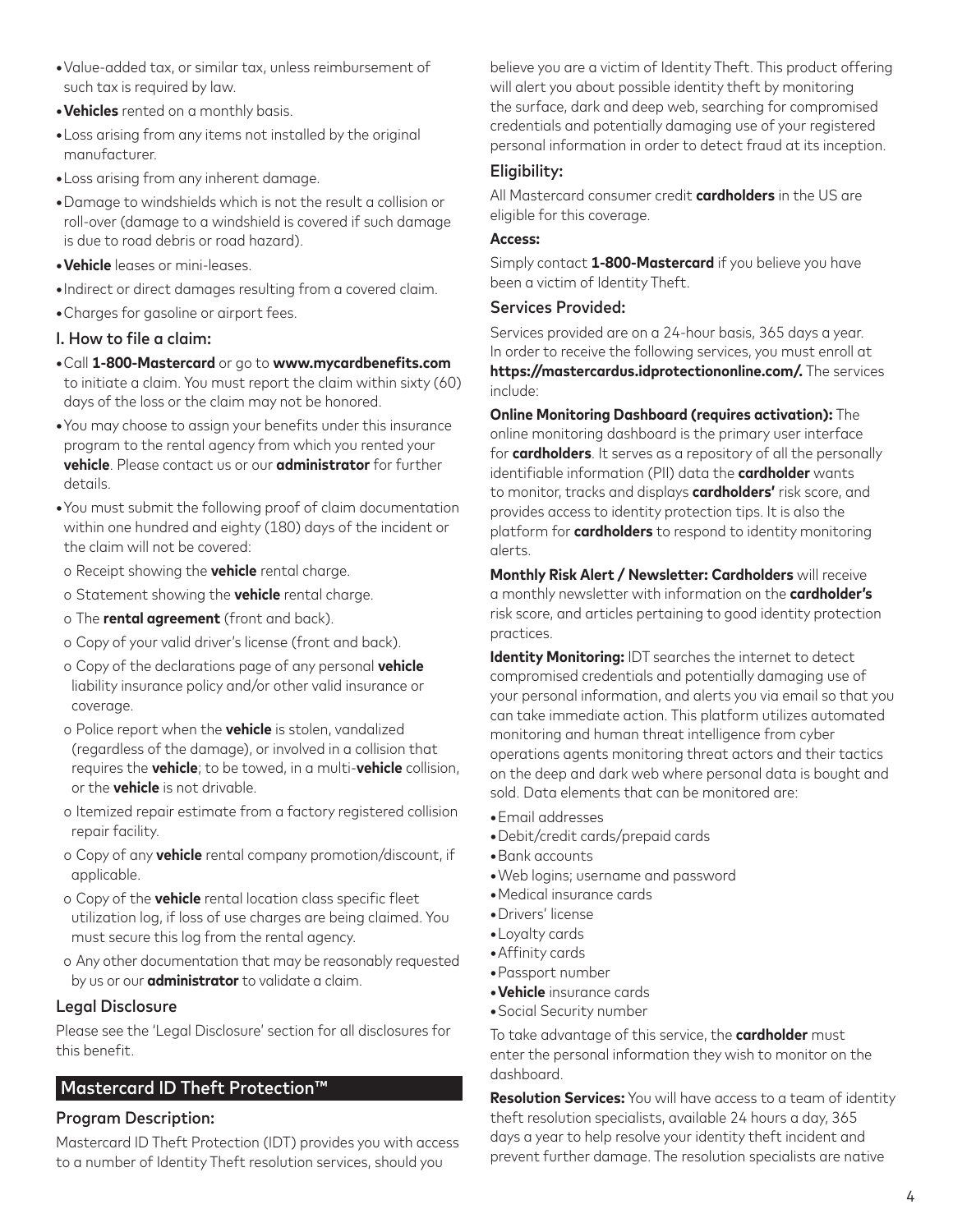- Value-added tax, or similar tax, unless reimbursement of such tax is required by law.
- **Vehicles** rented on a monthly basis.
- Loss arising from any items not installed by the original manufacturer.
- Loss arising from any inherent damage.
- Damage to windshields which is not the result a collision or roll-over (damage to a windshield is covered if such damage is due to road debris or road hazard).
- **Vehicle** leases or mini-leases.
- Indirect or direct damages resulting from a covered claim.
- Charges for gasoline or airport fees.

### I. How to file a claim:

- Call **1-800-Mastercard** or go to **www.mycardbenefits.com** to initiate a claim. You must report the claim within sixty (60) days of the loss or the claim may not be honored.
- You may choose to assign your benefits under this insurance program to the rental agency from which you rented your **vehicle**. Please contact us or our **administrator** for further details.
- You must submit the following proof of claim documentation within one hundred and eighty (180) days of the incident or the claim will not be covered:
  - o Receipt showing the **vehicle** rental charge.
  - o Statement showing the **vehicle** rental charge.
  - o The **rental agreement** (front and back).
  - o Copy of your valid driver's license (front and back).
  - o Copy of the declarations page of any personal **vehicle** liability insurance policy and/or other valid insurance or coverage.
  - o Police report when the **vehicle** is stolen, vandalized (regardless of the damage), or involved in a collision that requires the **vehicle**; to be towed, in a multi-**vehicle** collision, or the **vehicle** is not drivable.
  - o Itemized repair estimate from a factory registered collision repair facility.
  - o Copy of any **vehicle** rental company promotion/discount, if applicable.
  - o Copy of the **vehicle** rental location class specific fleet utilization log, if loss of use charges are being claimed. You must secure this log from the rental agency.
  - o Any other documentation that may be reasonably requested by us or our **administrator** to validate a claim.

### Legal Disclosure

Please see the 'Legal Disclosure' section for all disclosures for this benefit.

## Mastercard ID Theft Protection™

### Program Description:

Mastercard ID Theft Protection (IDT) provides you with access to a number of Identity Theft resolution services, should you believe you are a victim of Identity Theft. This product offering will alert you about possible identity theft by monitoring the surface, dark and deep web, searching for compromised credentials and potentially damaging use of your registered personal information in order to detect fraud at its inception.

### Eligibility:

All Mastercard consumer credit **cardholders** in the US are eligible for this coverage.

**Access:**

Simply contact **1-800-Mastercard** if you believe you have been a victim of Identity Theft.

### Services Provided:

Services provided are on a 24-hour basis, 365 days a year. In order to receive the following services, you must enroll at **https://mastercardus.idprotectiononline.com/.** The services include:

**Online Monitoring Dashboard (requires activation):** The online monitoring dashboard is the primary user interface for **cardholders**. It serves as a repository of all the personally identifiable information (PII) data the **cardholder** wants to monitor, tracks and displays **cardholders'** risk score, and provides access to identity protection tips. It is also the platform for **cardholders** to respond to identity monitoring alerts.

**Monthly Risk Alert / Newsletter: Cardholders** will receive a monthly newsletter with information on the **cardholder's** risk score, and articles pertaining to good identity protection practices.

**Identity Monitoring:** IDT searches the internet to detect compromised credentials and potentially damaging use of your personal information, and alerts you via email so that you can take immediate action. This platform utilizes automated monitoring and human threat intelligence from cyber operations agents monitoring threat actors and their tactics on the deep and dark web where personal data is bought and sold. Data elements that can be monitored are:

- Email addresses
- Debit/credit cards/prepaid cards
- Bank accounts
- Web logins; username and password
- Medical insurance cards
- Drivers' license
- Loyalty cards
- Affinity cards
- Passport number
- **Vehicle** insurance cards
- Social Security number

To take advantage of this service, the **cardholder** must enter the personal information they wish to monitor on the dashboard.

**Resolution Services:** You will have access to a team of identity theft resolution specialists, available 24 hours a day, 365 days a year to help resolve your identity theft incident and prevent further damage. The resolution specialists are native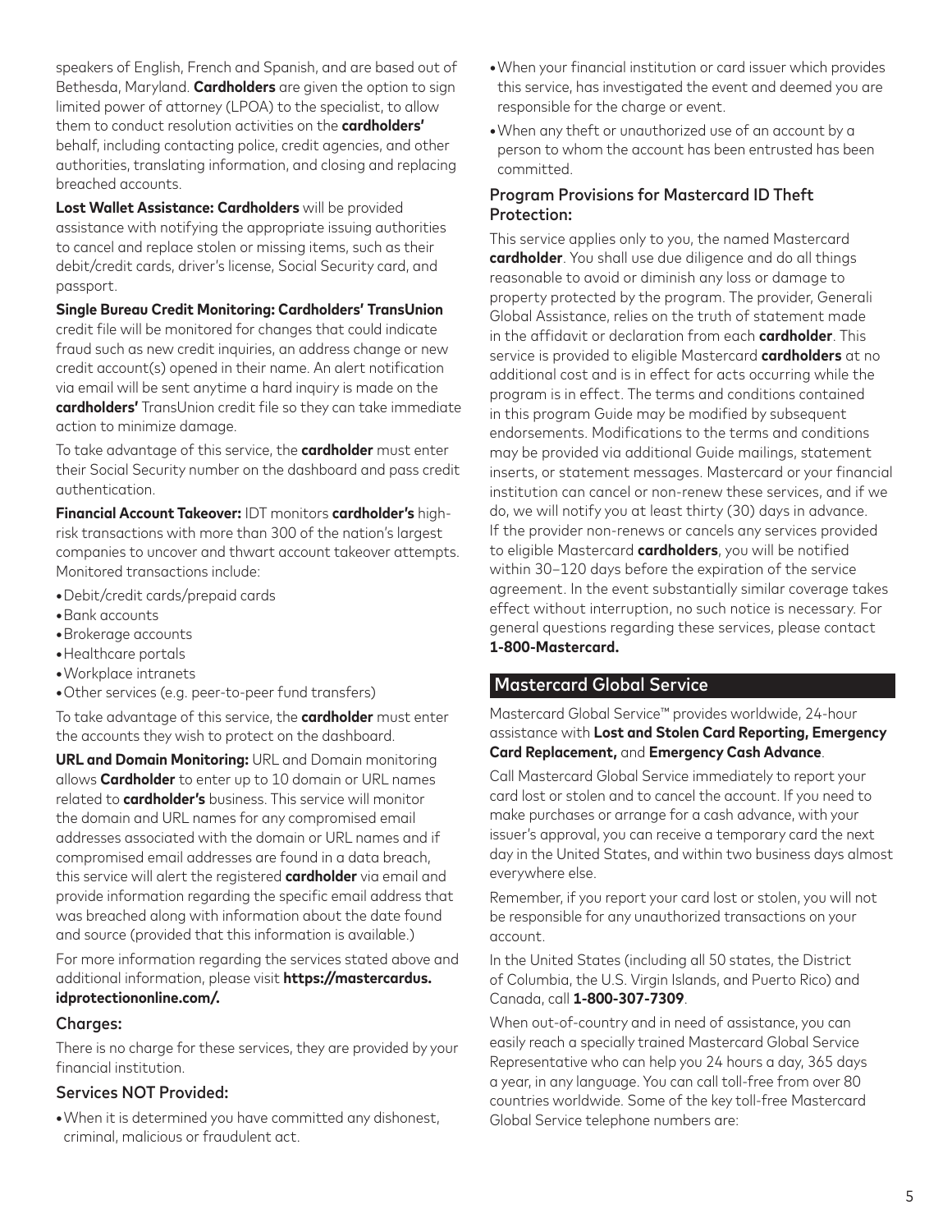speakers of English, French and Spanish, and are based out of Bethesda, Maryland. **Cardholders** are given the option to sign limited power of attorney (LPOA) to the specialist, to allow them to conduct resolution activities on the **cardholders'** behalf, including contacting police, credit agencies, and other authorities, translating information, and closing and replacing breached accounts.

**Lost Wallet Assistance: Cardholders** will be provided assistance with notifying the appropriate issuing authorities to cancel and replace stolen or missing items, such as their debit/credit cards, driver's license, Social Security card, and passport.

**Single Bureau Credit Monitoring: Cardholders' TransUnion** credit file will be monitored for changes that could indicate fraud such as new credit inquiries, an address change or new credit account(s) opened in their name. An alert notification via email will be sent anytime a hard inquiry is made on the **cardholders'** TransUnion credit file so they can take immediate action to minimize damage.

To take advantage of this service, the **cardholder** must enter their Social Security number on the dashboard and pass credit authentication.

**Financial Account Takeover:** IDT monitors **cardholder's** high-risk transactions with more than 300 of the nation's largest companies to uncover and thwart account takeover attempts. Monitored transactions include:

- Debit/credit cards/prepaid cards
- Bank accounts
- Brokerage accounts
- Healthcare portals
- Workplace intranets
- Other services (e.g. peer-to-peer fund transfers)

To take advantage of this service, the **cardholder** must enter the accounts they wish to protect on the dashboard.

**URL and Domain Monitoring:** URL and Domain monitoring allows **Cardholder** to enter up to 10 domain or URL names related to **cardholder's** business. This service will monitor the domain and URL names for any compromised email addresses associated with the domain or URL names and if compromised email addresses are found in a data breach, this service will alert the registered **cardholder** via email and provide information regarding the specific email address that was breached along with information about the date found and source (provided that this information is available.)

For more information regarding the services stated above and additional information, please visit **https://mastercardus.idprotectiononline.com/.**

### Charges:

There is no charge for these services, they are provided by your financial institution.

### Services NOT Provided:

- When it is determined you have committed any dishonest, criminal, malicious or fraudulent act.
- When your financial institution or card issuer which provides this service, has investigated the event and deemed you are responsible for the charge or event.
- When any theft or unauthorized use of an account by a person to whom the account has been entrusted has been committed.

### Program Provisions for Mastercard ID Theft Protection:

This service applies only to you, the named Mastercard **cardholder**. You shall use due diligence and do all things reasonable to avoid or diminish any loss or damage to property protected by the program. The provider, Generali Global Assistance, relies on the truth of statement made in the affidavit or declaration from each **cardholder**. This service is provided to eligible Mastercard **cardholders** at no additional cost and is in effect for acts occurring while the program is in effect. The terms and conditions contained in this program Guide may be modified by subsequent endorsements. Modifications to the terms and conditions may be provided via additional Guide mailings, statement inserts, or statement messages. Mastercard or your financial institution can cancel or non-renew these services, and if we do, we will notify you at least thirty (30) days in advance. If the provider non-renews or cancels any services provided to eligible Mastercard **cardholders**, you will be notified within 30–120 days before the expiration of the service agreement. In the event substantially similar coverage takes effect without interruption, no such notice is necessary. For general questions regarding these services, please contact **1-800-Mastercard.**

## Mastercard Global Service

Mastercard Global Service™ provides worldwide, 24-hour assistance with **Lost and Stolen Card Reporting, Emergency Card Replacement,** and **Emergency Cash Advance**.

Call Mastercard Global Service immediately to report your card lost or stolen and to cancel the account. If you need to make purchases or arrange for a cash advance, with your issuer's approval, you can receive a temporary card the next day in the United States, and within two business days almost everywhere else.

Remember, if you report your card lost or stolen, you will not be responsible for any unauthorized transactions on your account.

In the United States (including all 50 states, the District of Columbia, the U.S. Virgin Islands, and Puerto Rico) and Canada, call **1-800-307-7309**.

When out-of-country and in need of assistance, you can easily reach a specially trained Mastercard Global Service Representative who can help you 24 hours a day, 365 days a year, in any language. You can call toll-free from over 80 countries worldwide. Some of the key toll-free Mastercard Global Service telephone numbers are: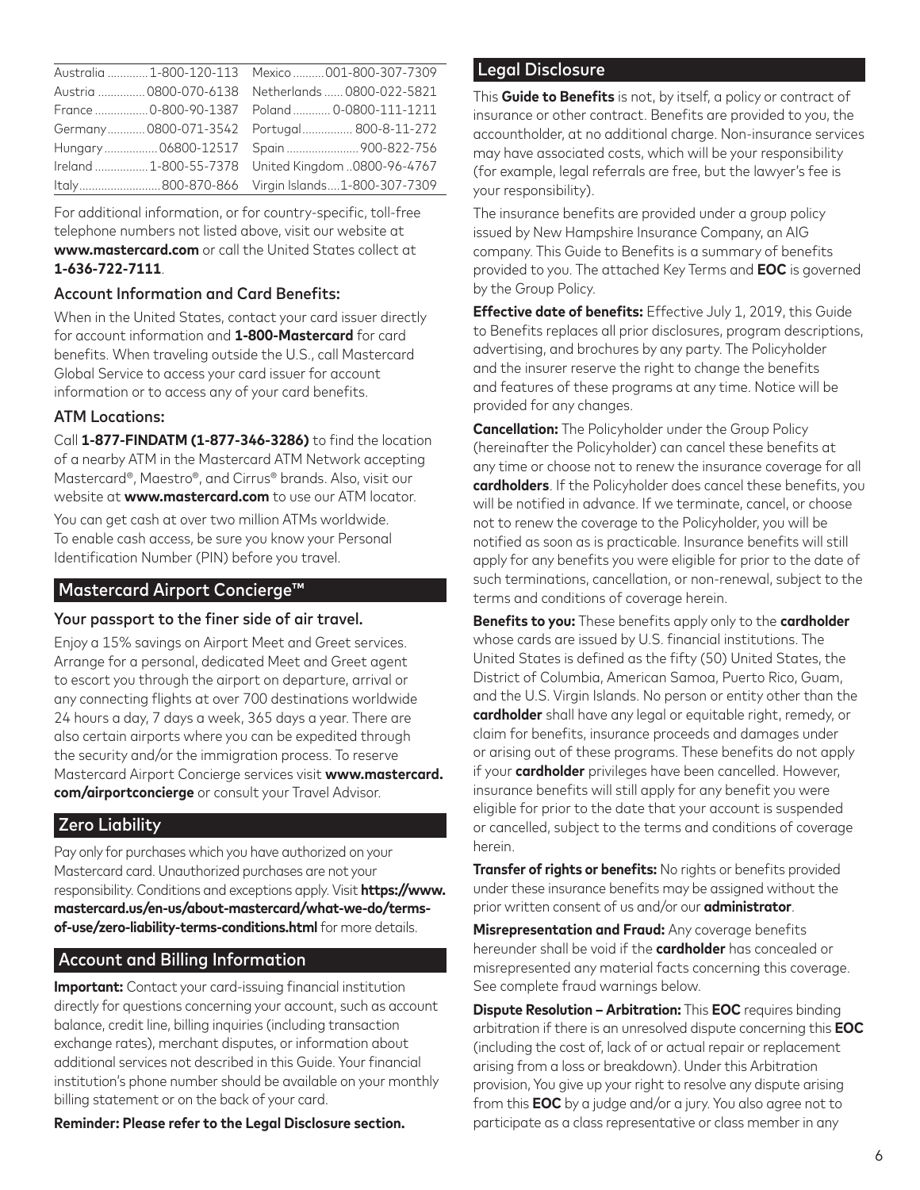| | |
|---|---|
| Australia ............. 1-800-120-113 | Mexico .......... 001-800-307-7309 |
| Austria .............. 0800-070-6138 | Netherlands ...... 0800-022-5821 |
| France ................. 0-800-90-1387 | Poland ............ 0-0800-111-1211 |
| Germany ............ 0800-071-3542 | Portugal ................ 800-8-11-272 |
| Hungary ................. 06800-12517 | Spain ....................... 900-822-756 |
| Ireland ................. 1-800-55-7378 | United Kingdom ..0800-96-4767 |
| Italy.......................... 800-870-866 | Virgin Islands....1-800-307-7309 |

For additional information, or for country-specific, toll-free telephone numbers not listed above, visit our website at **www.mastercard.com** or call the United States collect at **1-636-722-7111**.

### Account Information and Card Benefits:

When in the United States, contact your card issuer directly for account information and **1-800-Mastercard** for card benefits. When traveling outside the U.S., call Mastercard Global Service to access your card issuer for account information or to access any of your card benefits.

### ATM Locations:

Call **1-877-FINDATM (1-877-346-3286)** to find the location of a nearby ATM in the Mastercard ATM Network accepting Mastercard®, Maestro®, and Cirrus® brands. Also, visit our website at **www.mastercard.com** to use our ATM locator.

You can get cash at over two million ATMs worldwide. To enable cash access, be sure you know your Personal Identification Number (PIN) before you travel.

## Mastercard Airport Concierge™

### Your passport to the finer side of air travel.

Enjoy a 15% savings on Airport Meet and Greet services. Arrange for a personal, dedicated Meet and Greet agent to escort you through the airport on departure, arrival or any connecting flights at over 700 destinations worldwide 24 hours a day, 7 days a week, 365 days a year. There are also certain airports where you can be expedited through the security and/or the immigration process. To reserve Mastercard Airport Concierge services visit **www.mastercard.com/airportconcierge** or consult your Travel Advisor.

## Zero Liability

Pay only for purchases which you have authorized on your Mastercard card. Unauthorized purchases are not your responsibility. Conditions and exceptions apply. Visit **https://www.mastercard.us/en-us/about-mastercard/what-we-do/terms-of-use/zero-liability-terms-conditions.html** for more details.

## Account and Billing Information

**Important:** Contact your card-issuing financial institution directly for questions concerning your account, such as account balance, credit line, billing inquiries (including transaction exchange rates), merchant disputes, or information about additional services not described in this Guide. Your financial institution's phone number should be available on your monthly billing statement or on the back of your card.

**Reminder: Please refer to the Legal Disclosure section.**

## Legal Disclosure

This **Guide to Benefits** is not, by itself, a policy or contract of insurance or other contract. Benefits are provided to you, the accountholder, at no additional charge. Non-insurance services may have associated costs, which will be your responsibility (for example, legal referrals are free, but the lawyer's fee is your responsibility).

The insurance benefits are provided under a group policy issued by New Hampshire Insurance Company, an AIG company. This Guide to Benefits is a summary of benefits provided to you. The attached Key Terms and **EOC** is governed by the Group Policy.

**Effective date of benefits:** Effective July 1, 2019, this Guide to Benefits replaces all prior disclosures, program descriptions, advertising, and brochures by any party. The Policyholder and the insurer reserve the right to change the benefits and features of these programs at any time. Notice will be provided for any changes.

**Cancellation:** The Policyholder under the Group Policy (hereinafter the Policyholder) can cancel these benefits at any time or choose not to renew the insurance coverage for all **cardholders**. If the Policyholder does cancel these benefits, you will be notified in advance. If we terminate, cancel, or choose not to renew the coverage to the Policyholder, you will be notified as soon as is practicable. Insurance benefits will still apply for any benefits you were eligible for prior to the date of such terminations, cancellation, or non-renewal, subject to the terms and conditions of coverage herein.

**Benefits to you:** These benefits apply only to the **cardholder** whose cards are issued by U.S. financial institutions. The United States is defined as the fifty (50) United States, the District of Columbia, American Samoa, Puerto Rico, Guam, and the U.S. Virgin Islands. No person or entity other than the **cardholder** shall have any legal or equitable right, remedy, or claim for benefits, insurance proceeds and damages under or arising out of these programs. These benefits do not apply if your **cardholder** privileges have been cancelled. However, insurance benefits will still apply for any benefit you were eligible for prior to the date that your account is suspended or cancelled, subject to the terms and conditions of coverage herein.

**Transfer of rights or benefits:** No rights or benefits provided under these insurance benefits may be assigned without the prior written consent of us and/or our **administrator**.

**Misrepresentation and Fraud:** Any coverage benefits hereunder shall be void if the **cardholder** has concealed or misrepresented any material facts concerning this coverage. See complete fraud warnings below.

**Dispute Resolution – Arbitration:** This **EOC** requires binding arbitration if there is an unresolved dispute concerning this **EOC** (including the cost of, lack of or actual repair or replacement arising from a loss or breakdown). Under this Arbitration provision, You give up your right to resolve any dispute arising from this **EOC** by a judge and/or a jury. You also agree not to participate as a class representative or class member in any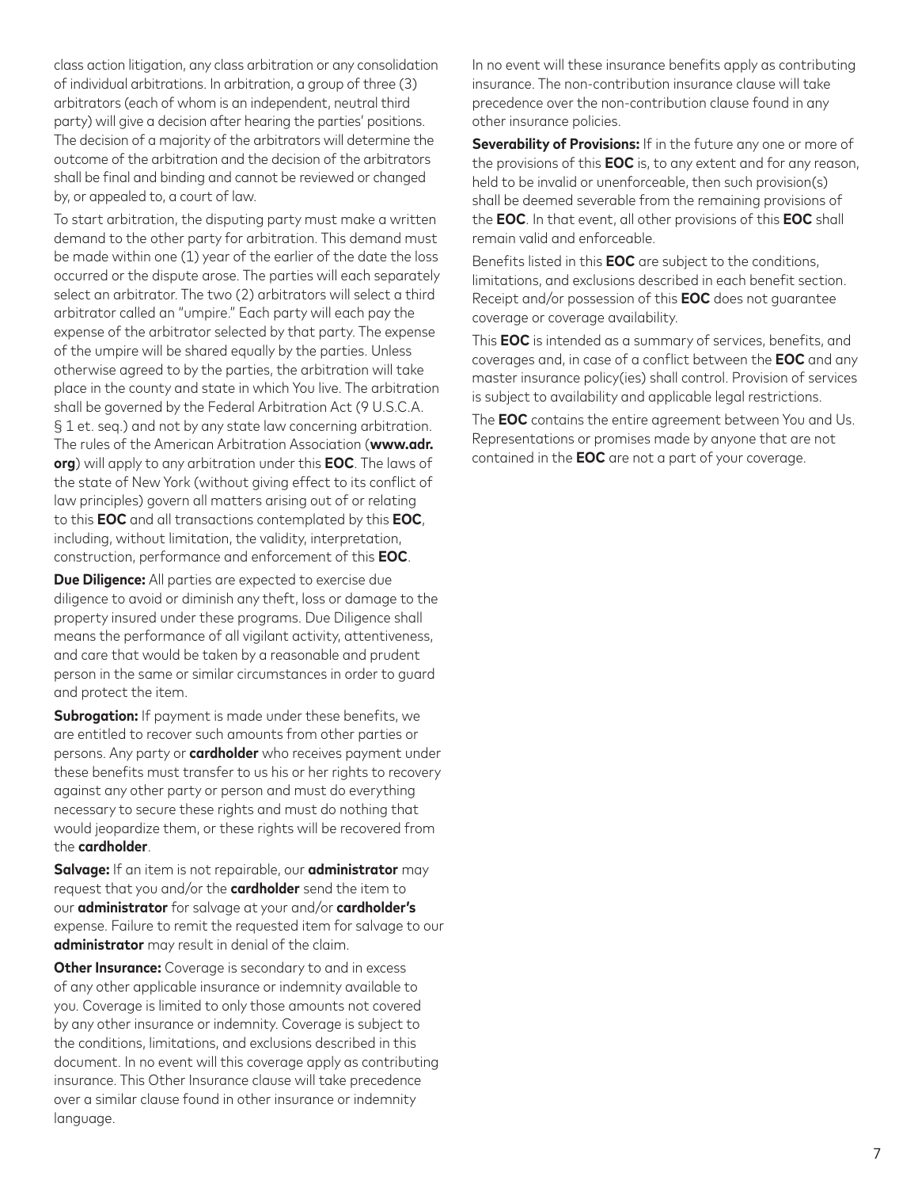class action litigation, any class arbitration or any consolidation of individual arbitrations. In arbitration, a group of three (3) arbitrators (each of whom is an independent, neutral third party) will give a decision after hearing the parties' positions. The decision of a majority of the arbitrators will determine the outcome of the arbitration and the decision of the arbitrators shall be final and binding and cannot be reviewed or changed by, or appealed to, a court of law.

To start arbitration, the disputing party must make a written demand to the other party for arbitration. This demand must be made within one (1) year of the earlier of the date the loss occurred or the dispute arose. The parties will each separately select an arbitrator. The two (2) arbitrators will select a third arbitrator called an "umpire." Each party will each pay the expense of the arbitrator selected by that party. The expense of the umpire will be shared equally by the parties. Unless otherwise agreed to by the parties, the arbitration will take place in the county and state in which You live. The arbitration shall be governed by the Federal Arbitration Act (9 U.S.C.A. § 1 et. seq.) and not by any state law concerning arbitration. The rules of the American Arbitration Association (**www.adr.org**) will apply to any arbitration under this **EOC**. The laws of the state of New York (without giving effect to its conflict of law principles) govern all matters arising out of or relating to this **EOC** and all transactions contemplated by this **EOC**, including, without limitation, the validity, interpretation, construction, performance and enforcement of this **EOC**.

**Due Diligence:** All parties are expected to exercise due diligence to avoid or diminish any theft, loss or damage to the property insured under these programs. Due Diligence shall means the performance of all vigilant activity, attentiveness, and care that would be taken by a reasonable and prudent person in the same or similar circumstances in order to guard and protect the item.

**Subrogation:** If payment is made under these benefits, we are entitled to recover such amounts from other parties or persons. Any party or **cardholder** who receives payment under these benefits must transfer to us his or her rights to recovery against any other party or person and must do everything necessary to secure these rights and must do nothing that would jeopardize them, or these rights will be recovered from the **cardholder**.

**Salvage:** If an item is not repairable, our **administrator** may request that you and/or the **cardholder** send the item to our **administrator** for salvage at your and/or **cardholder's** expense. Failure to remit the requested item for salvage to our **administrator** may result in denial of the claim.

**Other Insurance:** Coverage is secondary to and in excess of any other applicable insurance or indemnity available to you. Coverage is limited to only those amounts not covered by any other insurance or indemnity. Coverage is subject to the conditions, limitations, and exclusions described in this document. In no event will this coverage apply as contributing insurance. This Other Insurance clause will take precedence over a similar clause found in other insurance or indemnity language.

In no event will these insurance benefits apply as contributing insurance. The non-contribution insurance clause will take precedence over the non-contribution clause found in any other insurance policies.

**Severability of Provisions:** If in the future any one or more of the provisions of this **EOC** is, to any extent and for any reason, held to be invalid or unenforceable, then such provision(s) shall be deemed severable from the remaining provisions of the **EOC**. In that event, all other provisions of this **EOC** shall remain valid and enforceable.

Benefits listed in this **EOC** are subject to the conditions, limitations, and exclusions described in each benefit section. Receipt and/or possession of this **EOC** does not guarantee coverage or coverage availability.

This **EOC** is intended as a summary of services, benefits, and coverages and, in case of a conflict between the **EOC** and any master insurance policy(ies) shall control. Provision of services is subject to availability and applicable legal restrictions.

The **EOC** contains the entire agreement between You and Us. Representations or promises made by anyone that are not contained in the **EOC** are not a part of your coverage.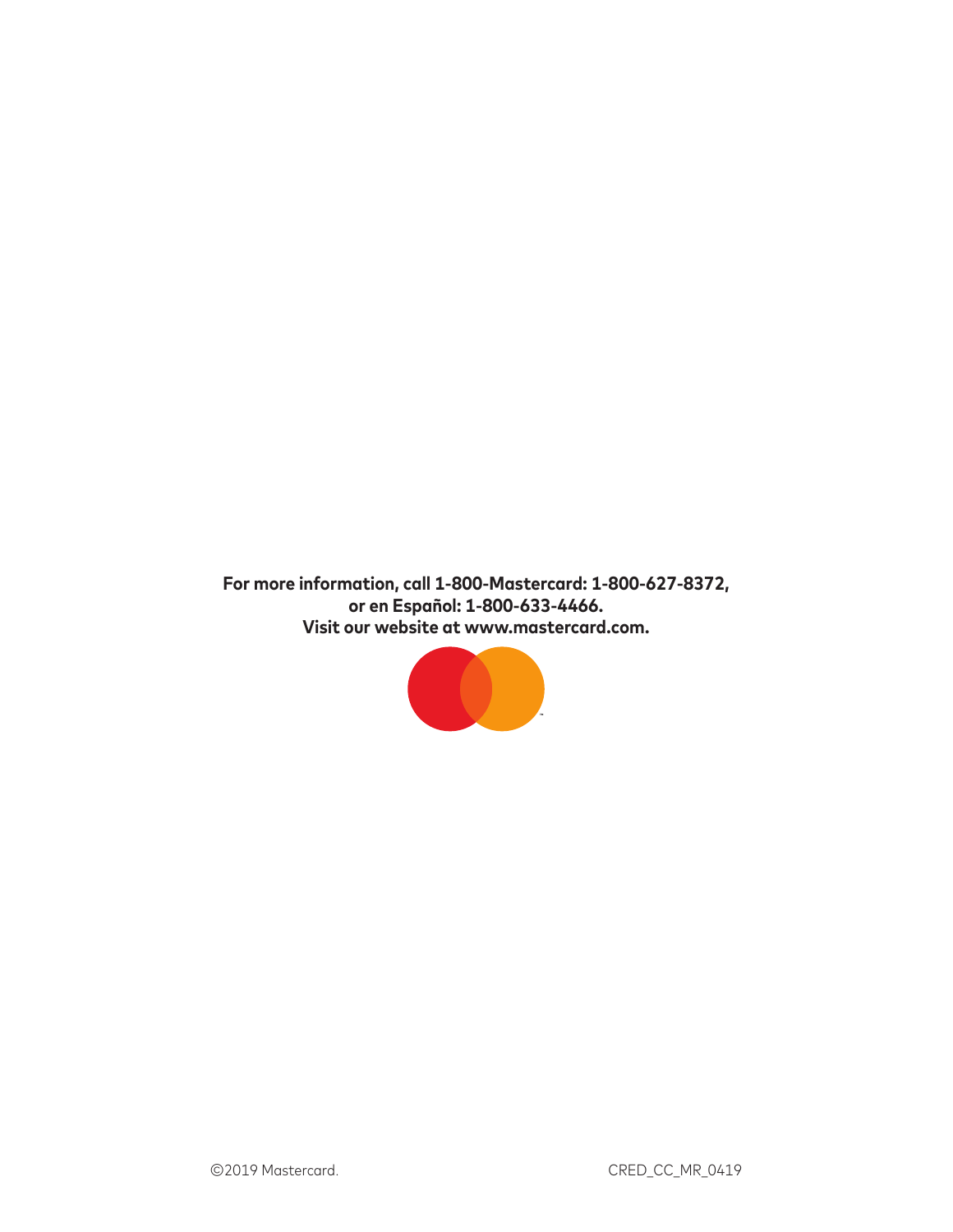**For more information, call 1-800-Mastercard: 1-800-627-8372, or en Español: 1-800-633-4466. Visit our website at www.mastercard.com.**

©2019 Mastercard.

CRED_CC_MR_0419